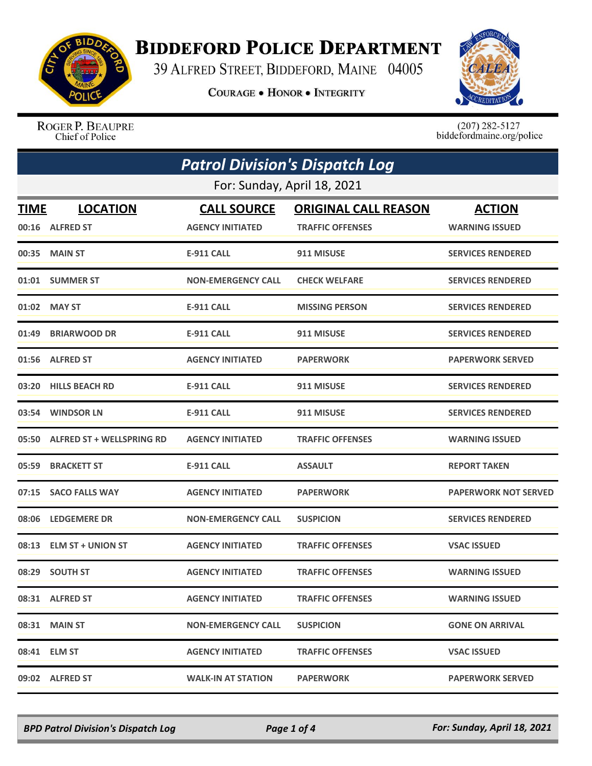# BIDDEFORD POLICE DEPARTMENT

39 ALFRED STREET, BIDDEFORD, MAINE 04005

COURAGE • HONOR • INTEGRITY

ROGER P. BEAUPRE
Chief of Police

(207) 282-5127
biddefordmaine.org/police

## *Patrol Division's Dispatch Log*

For: Sunday, April 18, 2021

| TIME | LOCATION | CALL SOURCE | ORIGINAL CALL REASON | ACTION |
|---|---|---|---|---|
| 00:16 | ALFRED ST | AGENCY INITIATED | TRAFFIC OFFENSES | WARNING ISSUED |
| 00:35 | MAIN ST | E-911 CALL | 911 MISUSE | SERVICES RENDERED |
| 01:01 | SUMMER ST | NON-EMERGENCY CALL | CHECK WELFARE | SERVICES RENDERED |
| 01:02 | MAY ST | E-911 CALL | MISSING PERSON | SERVICES RENDERED |
| 01:49 | BRIARWOOD DR | E-911 CALL | 911 MISUSE | SERVICES RENDERED |
| 01:56 | ALFRED ST | AGENCY INITIATED | PAPERWORK | PAPERWORK SERVED |
| 03:20 | HILLS BEACH RD | E-911 CALL | 911 MISUSE | SERVICES RENDERED |
| 03:54 | WINDSOR LN | E-911 CALL | 911 MISUSE | SERVICES RENDERED |
| 05:50 | ALFRED ST + WELLSPRING RD | AGENCY INITIATED | TRAFFIC OFFENSES | WARNING ISSUED |
| 05:59 | BRACKETT ST | E-911 CALL | ASSAULT | REPORT TAKEN |
| 07:15 | SACO FALLS WAY | AGENCY INITIATED | PAPERWORK | PAPERWORK NOT SERVED |
| 08:06 | LEDGEMERE DR | NON-EMERGENCY CALL | SUSPICION | SERVICES RENDERED |
| 08:13 | ELM ST + UNION ST | AGENCY INITIATED | TRAFFIC OFFENSES | VSAC ISSUED |
| 08:29 | SOUTH ST | AGENCY INITIATED | TRAFFIC OFFENSES | WARNING ISSUED |
| 08:31 | ALFRED ST | AGENCY INITIATED | TRAFFIC OFFENSES | WARNING ISSUED |
| 08:31 | MAIN ST | NON-EMERGENCY CALL | SUSPICION | GONE ON ARRIVAL |
| 08:41 | ELM ST | AGENCY INITIATED | TRAFFIC OFFENSES | VSAC ISSUED |
| 09:02 | ALFRED ST | WALK-IN AT STATION | PAPERWORK | PAPERWORK SERVED |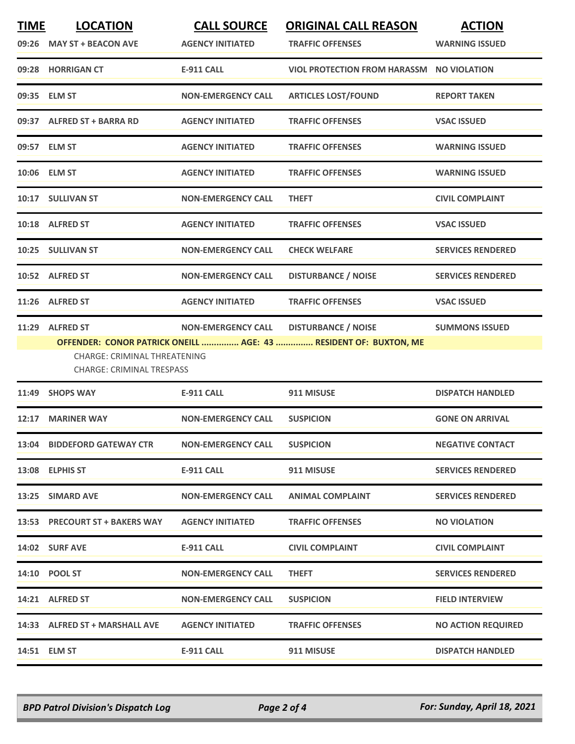| TIME | LOCATION | CALL SOURCE | ORIGINAL CALL REASON | ACTION |
|---|---|---|---|---|
| 09:26 | MAY ST + BEACON AVE | AGENCY INITIATED | TRAFFIC OFFENSES | WARNING ISSUED |
| 09:28 | HORRIGAN CT | E-911 CALL | VIOL PROTECTION FROM HARASSM | NO VIOLATION |
| 09:35 | ELM ST | NON-EMERGENCY CALL | ARTICLES LOST/FOUND | REPORT TAKEN |
| 09:37 | ALFRED ST + BARRA RD | AGENCY INITIATED | TRAFFIC OFFENSES | VSAC ISSUED |
| 09:57 | ELM ST | AGENCY INITIATED | TRAFFIC OFFENSES | WARNING ISSUED |
| 10:06 | ELM ST | AGENCY INITIATED | TRAFFIC OFFENSES | WARNING ISSUED |
| 10:17 | SULLIVAN ST | NON-EMERGENCY CALL | THEFT | CIVIL COMPLAINT |
| 10:18 | ALFRED ST | AGENCY INITIATED | TRAFFIC OFFENSES | VSAC ISSUED |
| 10:25 | SULLIVAN ST | NON-EMERGENCY CALL | CHECK WELFARE | SERVICES RENDERED |
| 10:52 | ALFRED ST | NON-EMERGENCY CALL | DISTURBANCE / NOISE | SERVICES RENDERED |
| 11:26 | ALFRED ST | AGENCY INITIATED | TRAFFIC OFFENSES | VSAC ISSUED |
| 11:29 | ALFRED ST | NON-EMERGENCY CALL | DISTURBANCE / NOISE | SUMMONS ISSUED |
| | OFFENDER: CONOR PATRICK ONEILL ............... AGE: 43 ............... RESIDENT OF: BUXTON, ME<br>CHARGE: CRIMINAL THREATENING<br>CHARGE: CRIMINAL TRESPASS | | | |
| 11:49 | SHOPS WAY | E-911 CALL | 911 MISUSE | DISPATCH HANDLED |
| 12:17 | MARINER WAY | NON-EMERGENCY CALL | SUSPICION | GONE ON ARRIVAL |
| 13:04 | BIDDEFORD GATEWAY CTR | NON-EMERGENCY CALL | SUSPICION | NEGATIVE CONTACT |
| 13:08 | ELPHIS ST | E-911 CALL | 911 MISUSE | SERVICES RENDERED |
| 13:25 | SIMARD AVE | NON-EMERGENCY CALL | ANIMAL COMPLAINT | SERVICES RENDERED |
| 13:53 | PRECOURT ST + BAKERS WAY | AGENCY INITIATED | TRAFFIC OFFENSES | NO VIOLATION |
| 14:02 | SURF AVE | E-911 CALL | CIVIL COMPLAINT | CIVIL COMPLAINT |
| 14:10 | POOL ST | NON-EMERGENCY CALL | THEFT | SERVICES RENDERED |
| 14:21 | ALFRED ST | NON-EMERGENCY CALL | SUSPICION | FIELD INTERVIEW |
| 14:33 | ALFRED ST + MARSHALL AVE | AGENCY INITIATED | TRAFFIC OFFENSES | NO ACTION REQUIRED |
| 14:51 | ELM ST | E-911 CALL | 911 MISUSE | DISPATCH HANDLED |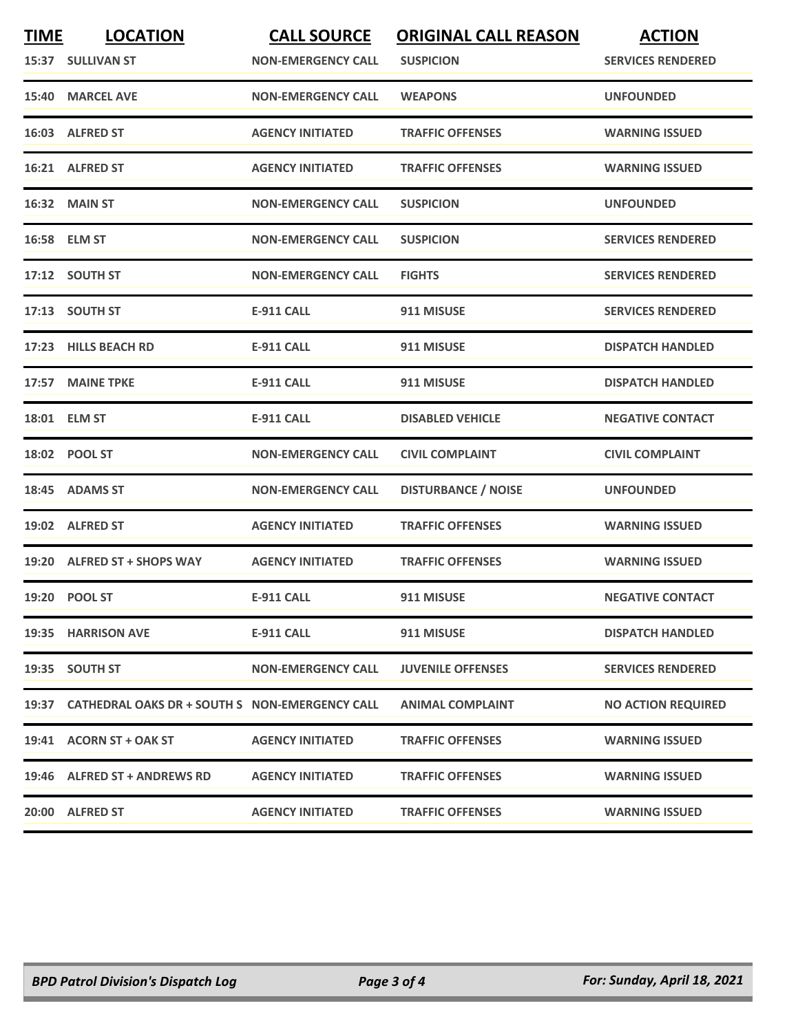| TIME | LOCATION | CALL SOURCE | ORIGINAL CALL REASON | ACTION |
|---|---|---|---|---|
| 15:37 | SULLIVAN ST | NON-EMERGENCY CALL | SUSPICION | SERVICES RENDERED |
| 15:40 | MARCEL AVE | NON-EMERGENCY CALL | WEAPONS | UNFOUNDED |
| 16:03 | ALFRED ST | AGENCY INITIATED | TRAFFIC OFFENSES | WARNING ISSUED |
| 16:21 | ALFRED ST | AGENCY INITIATED | TRAFFIC OFFENSES | WARNING ISSUED |
| 16:32 | MAIN ST | NON-EMERGENCY CALL | SUSPICION | UNFOUNDED |
| 16:58 | ELM ST | NON-EMERGENCY CALL | SUSPICION | SERVICES RENDERED |
| 17:12 | SOUTH ST | NON-EMERGENCY CALL | FIGHTS | SERVICES RENDERED |
| 17:13 | SOUTH ST | E-911 CALL | 911 MISUSE | SERVICES RENDERED |
| 17:23 | HILLS BEACH RD | E-911 CALL | 911 MISUSE | DISPATCH HANDLED |
| 17:57 | MAINE TPKE | E-911 CALL | 911 MISUSE | DISPATCH HANDLED |
| 18:01 | ELM ST | E-911 CALL | DISABLED VEHICLE | NEGATIVE CONTACT |
| 18:02 | POOL ST | NON-EMERGENCY CALL | CIVIL COMPLAINT | CIVIL COMPLAINT |
| 18:45 | ADAMS ST | NON-EMERGENCY CALL | DISTURBANCE / NOISE | UNFOUNDED |
| 19:02 | ALFRED ST | AGENCY INITIATED | TRAFFIC OFFENSES | WARNING ISSUED |
| 19:20 | ALFRED ST + SHOPS WAY | AGENCY INITIATED | TRAFFIC OFFENSES | WARNING ISSUED |
| 19:20 | POOL ST | E-911 CALL | 911 MISUSE | NEGATIVE CONTACT |
| 19:35 | HARRISON AVE | E-911 CALL | 911 MISUSE | DISPATCH HANDLED |
| 19:35 | SOUTH ST | NON-EMERGENCY CALL | JUVENILE OFFENSES | SERVICES RENDERED |
| 19:37 | CATHEDRAL OAKS DR + SOUTH S | NON-EMERGENCY CALL | ANIMAL COMPLAINT | NO ACTION REQUIRED |
| 19:41 | ACORN ST + OAK ST | AGENCY INITIATED | TRAFFIC OFFENSES | WARNING ISSUED |
| 19:46 | ALFRED ST + ANDREWS RD | AGENCY INITIATED | TRAFFIC OFFENSES | WARNING ISSUED |
| 20:00 | ALFRED ST | AGENCY INITIATED | TRAFFIC OFFENSES | WARNING ISSUED |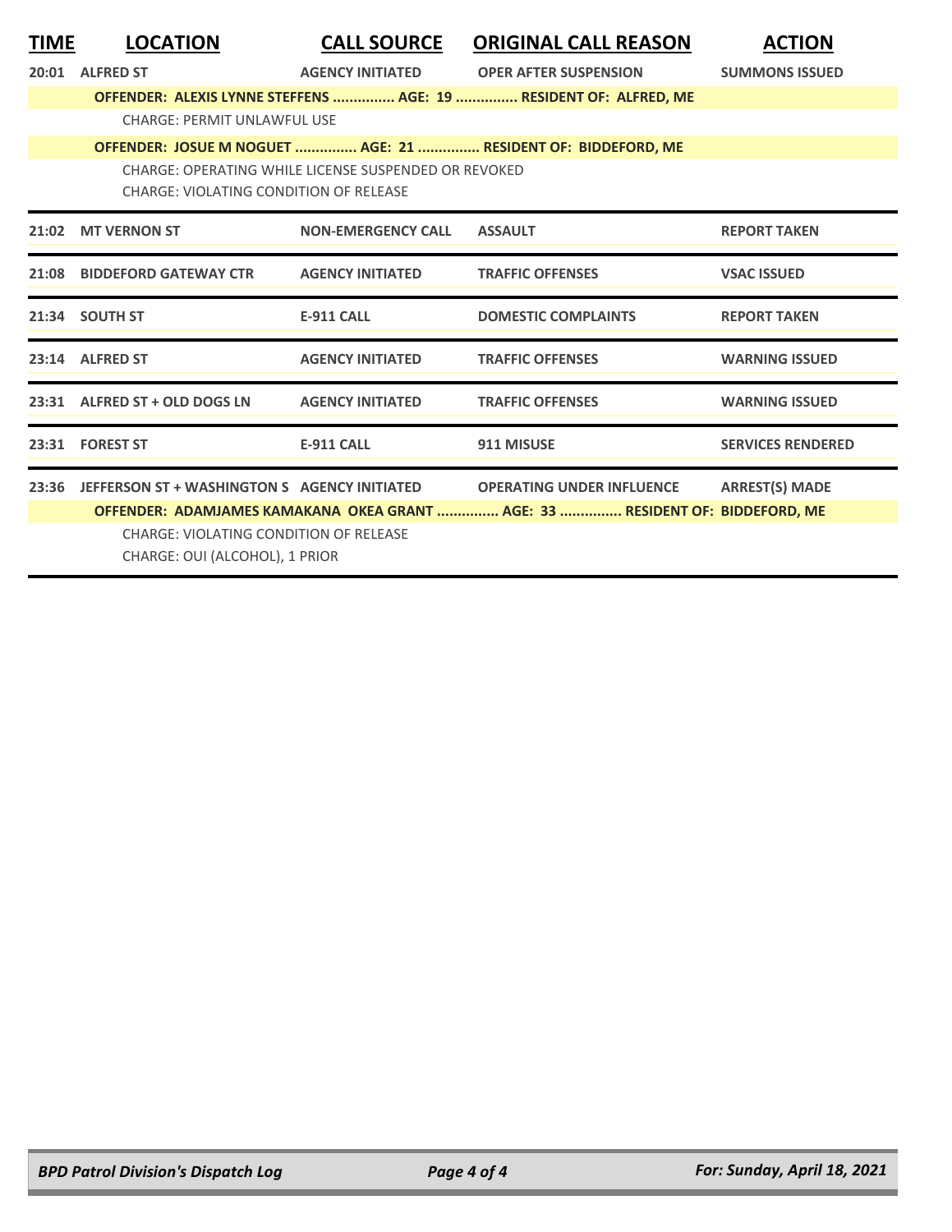| TIME | LOCATION | CALL SOURCE | ORIGINAL CALL REASON | ACTION |
|---|---|---|---|---|
| 20:01 | ALFRED ST | AGENCY INITIATED | OPER AFTER SUSPENSION | SUMMONS ISSUED |

**OFFENDER: ALEXIS LYNNE STEFFENS ............... AGE: 19 ............... RESIDENT OF: ALFRED, ME**

CHARGE: PERMIT UNLAWFUL USE

**OFFENDER: JOSUE M NOGUET ............... AGE: 21 ............... RESIDENT OF: BIDDEFORD, ME**

CHARGE: OPERATING WHILE LICENSE SUSPENDED OR REVOKED
CHARGE: VIOLATING CONDITION OF RELEASE

| TIME | LOCATION | CALL SOURCE | ORIGINAL CALL REASON | ACTION |
|---|---|---|---|---|
| 21:02 | MT VERNON ST | NON-EMERGENCY CALL | ASSAULT | REPORT TAKEN |
| 21:08 | BIDDEFORD GATEWAY CTR | AGENCY INITIATED | TRAFFIC OFFENSES | VSAC ISSUED |
| 21:34 | SOUTH ST | E-911 CALL | DOMESTIC COMPLAINTS | REPORT TAKEN |
| 23:14 | ALFRED ST | AGENCY INITIATED | TRAFFIC OFFENSES | WARNING ISSUED |
| 23:31 | ALFRED ST + OLD DOGS LN | AGENCY INITIATED | TRAFFIC OFFENSES | WARNING ISSUED |
| 23:31 | FOREST ST | E-911 CALL | 911 MISUSE | SERVICES RENDERED |
| 23:36 | JEFFERSON ST + WASHINGTON S | AGENCY INITIATED | OPERATING UNDER INFLUENCE | ARREST(S) MADE |

**OFFENDER: ADAMJAMES KAMAKANA OKEA GRANT ............... AGE: 33 ............... RESIDENT OF: BIDDEFORD, ME**

CHARGE: VIOLATING CONDITION OF RELEASE
CHARGE: OUI (ALCOHOL), 1 PRIOR